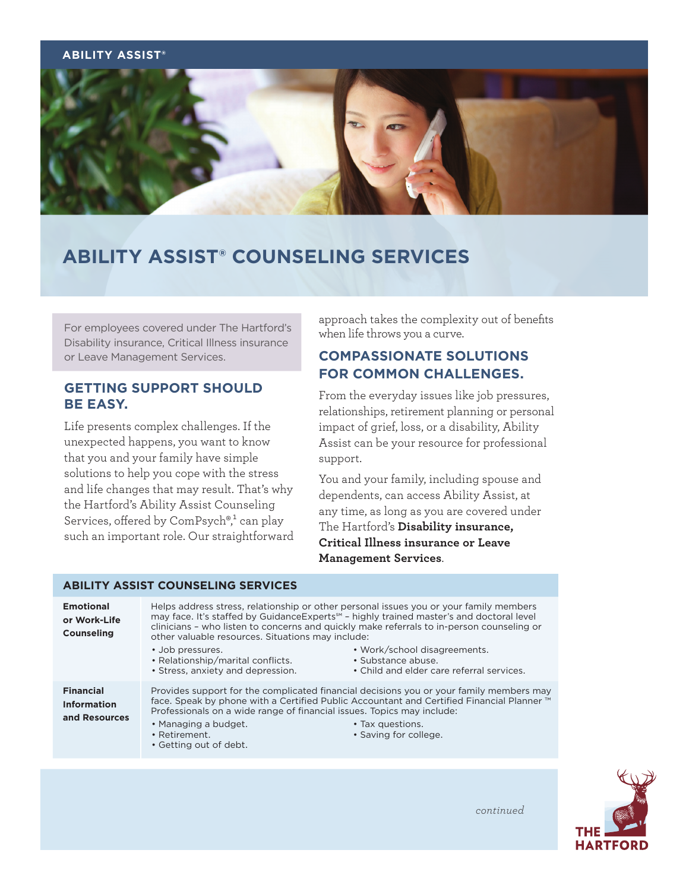ABILITY ASSIST®

# ABILITY ASSIST® COUNSELING SERVICES

For employees covered under The Hartford's Disability insurance, Critical Illness insurance or Leave Management Services.

## GETTING SUPPORT SHOULD BE EASY.

Life presents complex challenges. If the unexpected happens, you want to know that you and your family have simple solutions to help you cope with the stress and life changes that may result. That's why the Hartford's Ability Assist Counseling Services, offered by ComPsych®,[1] can play such an important role. Our straightforward approach takes the complexity out of benefits when life throws you a curve.

## COMPASSIONATE SOLUTIONS FOR COMMON CHALLENGES.

From the everyday issues like job pressures, relationships, retirement planning or personal impact of grief, loss, or a disability, Ability Assist can be your resource for professional support.

You and your family, including spouse and dependents, can access Ability Assist, at any time, as long as you are covered under The Hartford's **Disability insurance, Critical Illness insurance or Leave Management Services**.

| ABILITY ASSIST COUNSELING SERVICES | |
|---|---|
| **Emotional or Work-Life Counseling** | Helps address stress, relationship or other personal issues you or your family members may face. It's staffed by GuidanceExperts℠ – highly trained master's and doctoral level clinicians – who listen to concerns and quickly make referrals to in-person counseling or other valuable resources. Situations may include: <br>• Job pressures. <br>• Relationship/marital conflicts. <br>• Stress, anxiety and depression. <br>• Work/school disagreements. <br>• Substance abuse. <br>• Child and elder care referral services. |
| **Financial Information and Resources** | Provides support for the complicated financial decisions you or your family members may face. Speak by phone with a Certified Public Accountant and Certified Financial Planner ™ Professionals on a wide range of financial issues. Topics may include: <br>• Managing a budget. <br>• Retirement. <br>• Getting out of debt. <br>• Tax questions. <br>• Saving for college. |

*continued*

THE HARTFORD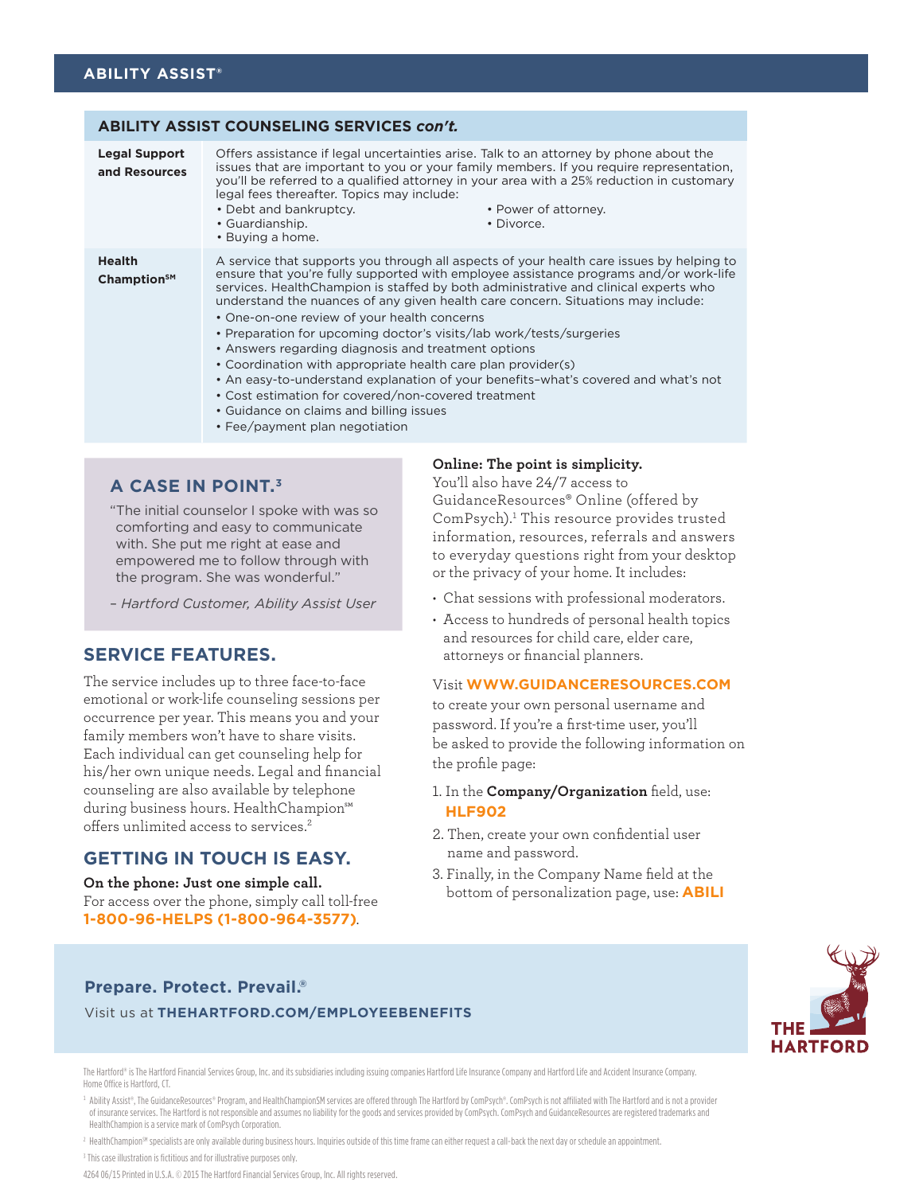## ABILITY ASSIST COUNSELING SERVICES *con't.*

| | |
|---|---|
| **Legal Support and Resources** | Offers assistance if legal uncertainties arise. Talk to an attorney by phone about the issues that are important to you or your family members. If you require representation, you'll be referred to a qualified attorney in your area with a 25% reduction in customary legal fees thereafter. Topics may include: • Debt and bankruptcy. • Guardianship. • Buying a home. • Power of attorney. • Divorce. |
| **Health Champion℠** | A service that supports you through all aspects of your health care issues by helping to ensure that you're fully supported with employee assistance programs and/or work-life services. HealthChampion is staffed by both administrative and clinical experts who understand the nuances of any given health care concern. Situations may include: • One-on-one review of your health concerns • Preparation for upcoming doctor's visits/lab work/tests/surgeries • Answers regarding diagnosis and treatment options • Coordination with appropriate health care plan provider(s) • An easy-to-understand explanation of your benefits–what's covered and what's not • Cost estimation for covered/non-covered treatment • Guidance on claims and billing issues • Fee/payment plan negotiation |

### A CASE IN POINT.[3]

"The initial counselor I spoke with was so comforting and easy to communicate with. She put me right at ease and empowered me to follow through with the program. She was wonderful."

*– Hartford Customer, Ability Assist User*

## SERVICE FEATURES.

The service includes up to three face-to-face emotional or work-life counseling sessions per occurrence per year. This means you and your family members won't have to share visits. Each individual can get counseling help for his/her own unique needs. Legal and financial counseling are also available by telephone during business hours. HealthChampion℠ offers unlimited access to services.[2]

## GETTING IN TOUCH IS EASY.

**On the phone: Just one simple call.**
For access over the phone, simply call toll-free **1-800-96-HELPS (1-800-964-3577)**.

**Online: The point is simplicity.**
You'll also have 24/7 access to GuidanceResources® Online (offered by ComPsych).[1] This resource provides trusted information, resources, referrals and answers to everyday questions right from your desktop or the privacy of your home. It includes:

- Chat sessions with professional moderators.
- Access to hundreds of personal health topics and resources for child care, elder care, attorneys or financial planners.

Visit **WWW.GUIDANCERESOURCES.COM** to create your own personal username and password. If you're a first-time user, you'll be asked to provide the following information on the profile page:

1. In the **Company/Organization** field, use: **HLF902**
2. Then, create your own confidential user name and password.
3. Finally, in the Company Name field at the bottom of personalization page, use: **ABILI**

**Prepare. Protect. Prevail.®**

Visit us at **THEHARTFORD.COM/EMPLOYEEBENEFITS**

THE HARTFORD

The Hartford® is The Hartford Financial Services Group, Inc. and its subsidiaries including issuing companies Hartford Life Insurance Company and Hartford Life and Accident Insurance Company. Home Office is Hartford, CT.

[1] Ability Assist®, The GuidanceResources® Program, and HealthChampionSM services are offered through The Hartford by ComPsych®. ComPsych is not affiliated with The Hartford and is not a provider of insurance services. The Hartford is not responsible and assumes no liability for the goods and services provided by ComPsych. ComPsych and GuidanceResources are registered trademarks and HealthChampion is a service mark of ComPsych Corporation.

[2] HealthChampion℠ specialists are only available during business hours. Inquiries outside of this time frame can either request a call-back the next day or schedule an appointment.

[3] This case illustration is fictitious and for illustrative purposes only.

4264 06/15 Printed in U.S.A. © 2015 The Hartford Financial Services Group, Inc. All rights reserved.